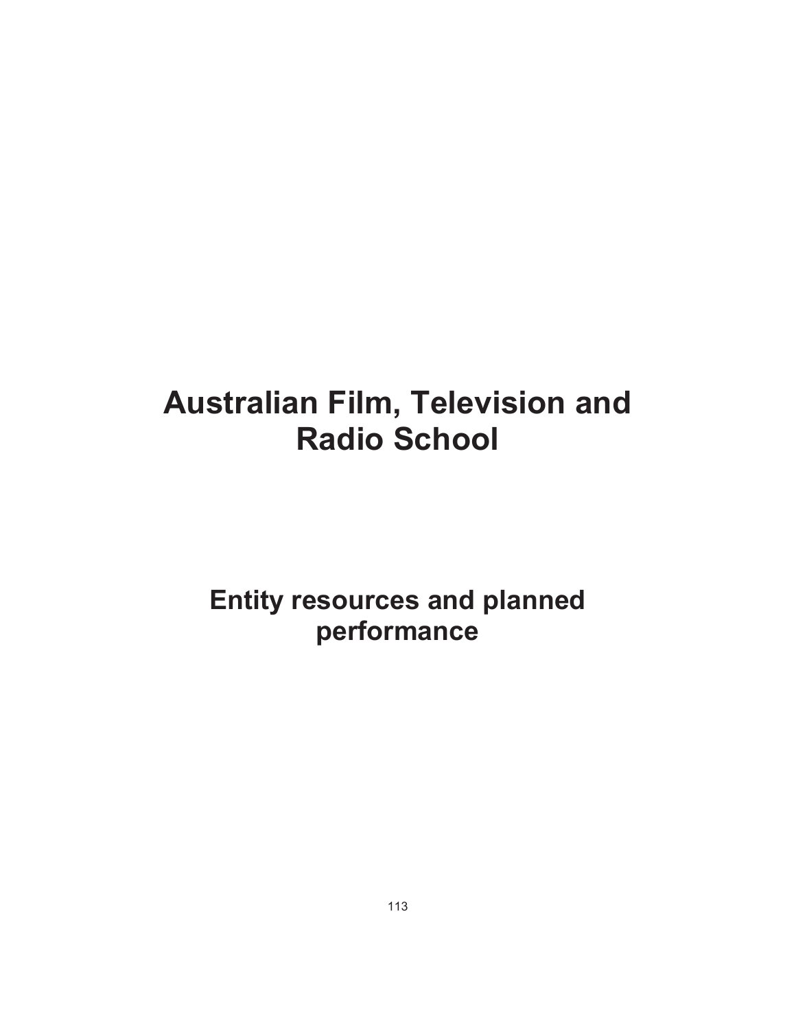# Australian Film, Television and Radio School

## Entity resources and planned performance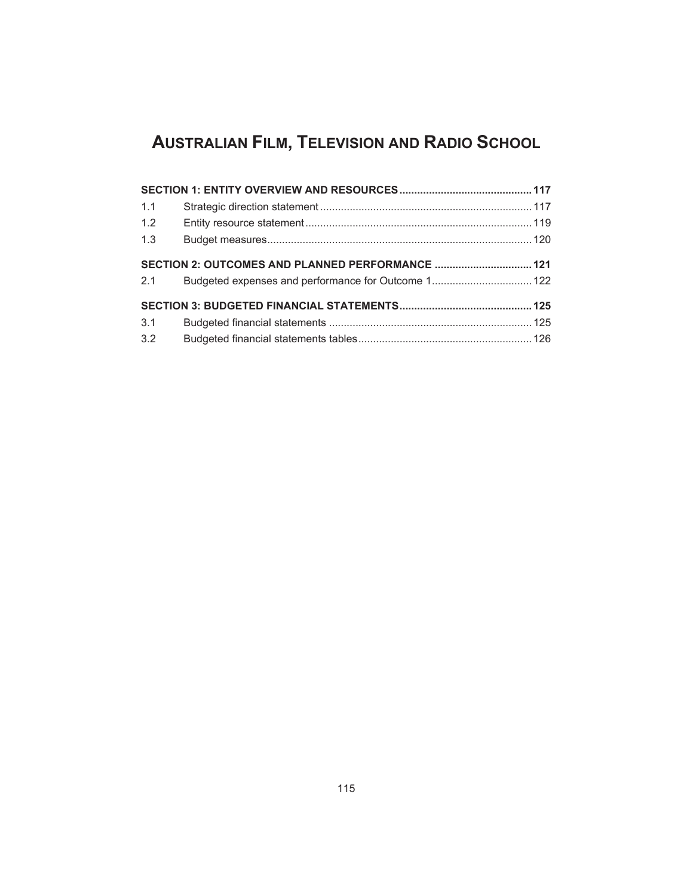# Australian Film, Television and Radio School

| | | |
|---|---|---|
| **SECTION 1: ENTITY OVERVIEW AND RESOURCES** | | **117** |
| 1.1 | Strategic direction statement | 117 |
| 1.2 | Entity resource statement | 119 |
| 1.3 | Budget measures | 120 |
| **SECTION 2: OUTCOMES AND PLANNED PERFORMANCE** | | **121** |
| 2.1 | Budgeted expenses and performance for Outcome 1 | 122 |
| **SECTION 3: BUDGETED FINANCIAL STATEMENTS** | | **125** |
| 3.1 | Budgeted financial statements | 125 |
| 3.2 | Budgeted financial statements tables | 126 |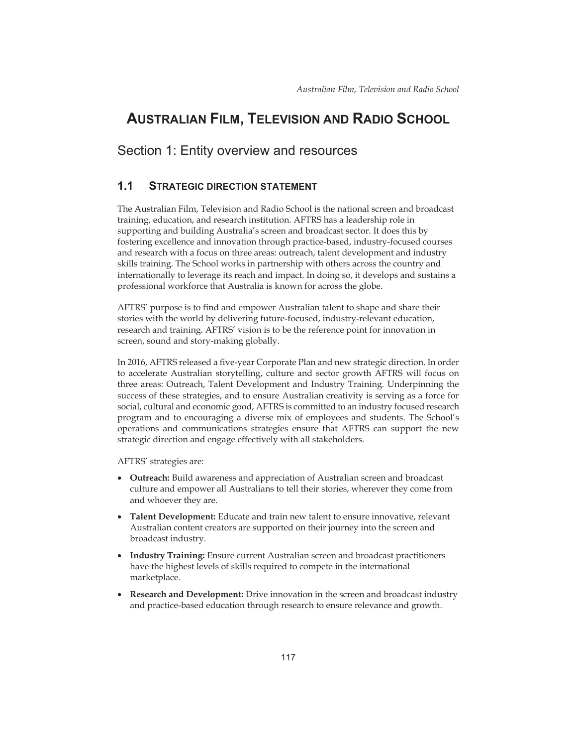# AUSTRALIAN FILM, TELEVISION AND RADIO SCHOOL

## Section 1: Entity overview and resources

### 1.1 STRATEGIC DIRECTION STATEMENT

The Australian Film, Television and Radio School is the national screen and broadcast training, education, and research institution. AFTRS has a leadership role in supporting and building Australia's screen and broadcast sector. It does this by fostering excellence and innovation through practice-based, industry-focused courses and research with a focus on three areas: outreach, talent development and industry skills training. The School works in partnership with others across the country and internationally to leverage its reach and impact. In doing so, it develops and sustains a professional workforce that Australia is known for across the globe.

AFTRS' purpose is to find and empower Australian talent to shape and share their stories with the world by delivering future-focused, industry-relevant education, research and training. AFTRS' vision is to be the reference point for innovation in screen, sound and story-making globally.

In 2016, AFTRS released a five-year Corporate Plan and new strategic direction. In order to accelerate Australian storytelling, culture and sector growth AFTRS will focus on three areas: Outreach, Talent Development and Industry Training. Underpinning the success of these strategies, and to ensure Australian creativity is serving as a force for social, cultural and economic good, AFTRS is committed to an industry focused research program and to encouraging a diverse mix of employees and students. The School's operations and communications strategies ensure that AFTRS can support the new strategic direction and engage effectively with all stakeholders.

AFTRS' strategies are:

- **Outreach:** Build awareness and appreciation of Australian screen and broadcast culture and empower all Australians to tell their stories, wherever they come from and whoever they are.
- **Talent Development:** Educate and train new talent to ensure innovative, relevant Australian content creators are supported on their journey into the screen and broadcast industry.
- **Industry Training:** Ensure current Australian screen and broadcast practitioners have the highest levels of skills required to compete in the international marketplace.
- **Research and Development:** Drive innovation in the screen and broadcast industry and practice-based education through research to ensure relevance and growth.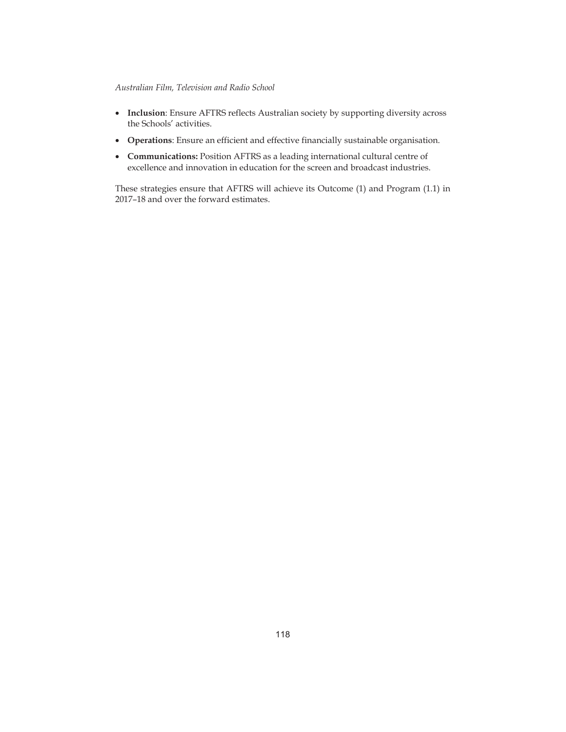- **Inclusion**: Ensure AFTRS reflects Australian society by supporting diversity across the Schools' activities.
- **Operations**: Ensure an efficient and effective financially sustainable organisation.
- **Communications:** Position AFTRS as a leading international cultural centre of excellence and innovation in education for the screen and broadcast industries.

These strategies ensure that AFTRS will achieve its Outcome (1) and Program (1.1) in 2017–18 and over the forward estimates.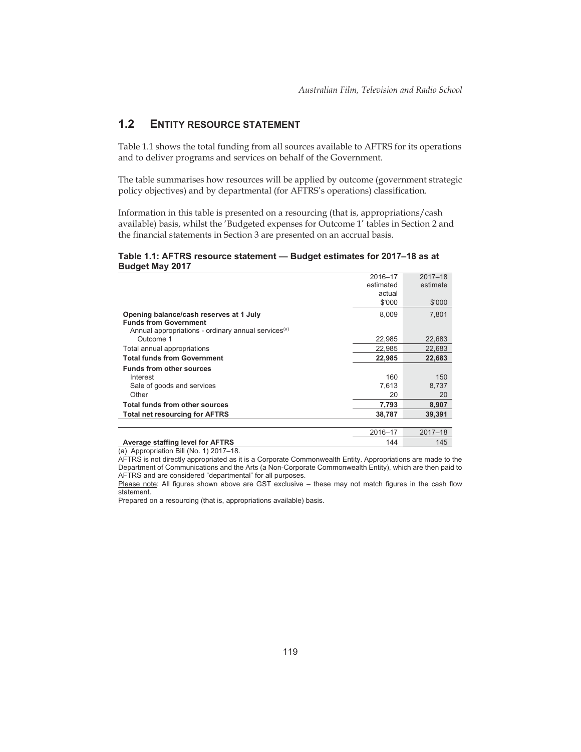## 1.2 ENTITY RESOURCE STATEMENT

Table 1.1 shows the total funding from all sources available to AFTRS for its operations and to deliver programs and services on behalf of the Government.

The table summarises how resources will be applied by outcome (government strategic policy objectives) and by departmental (for AFTRS's operations) classification.

Information in this table is presented on a resourcing (that is, appropriations/cash available) basis, whilst the 'Budgeted expenses for Outcome 1' tables in Section 2 and the financial statements in Section 3 are presented on an accrual basis.

**Table 1.1: AFTRS resource statement — Budget estimates for 2017–18 as at Budget May 2017**

| | 2016–17 estimated actual $'000 | 2017–18 estimate $'000 |
|---|---|---|
| **Opening balance/cash reserves at 1 July** | 8,009 | 7,801 |
| **Funds from Government** | | |
| Annual appropriations - ordinary annual services[(a)] | | |
| Outcome 1 | 22,985 | 22,683 |
| Total annual appropriations | 22,985 | 22,683 |
| **Total funds from Government** | **22,985** | **22,683** |
| **Funds from other sources** | | |
| Interest | 160 | 150 |
| Sale of goods and services | 7,613 | 8,737 |
| Other | 20 | 20 |
| **Total funds from other sources** | **7,793** | **8,907** |
| **Total net resourcing for AFTRS** | **38,787** | **39,391** |

| | 2016–17 | 2017–18 |
|---|---|---|
| **Average staffing level for AFTRS** | 144 | 145 |

(a) Appropriation Bill (No. 1) 2017–18.

AFTRS is not directly appropriated as it is a Corporate Commonwealth Entity. Appropriations are made to the Department of Communications and the Arts (a Non-Corporate Commonwealth Entity), which are then paid to AFTRS and are considered "departmental" for all purposes.

Please note: All figures shown above are GST exclusive – these may not match figures in the cash flow statement.

Prepared on a resourcing (that is, appropriations available) basis.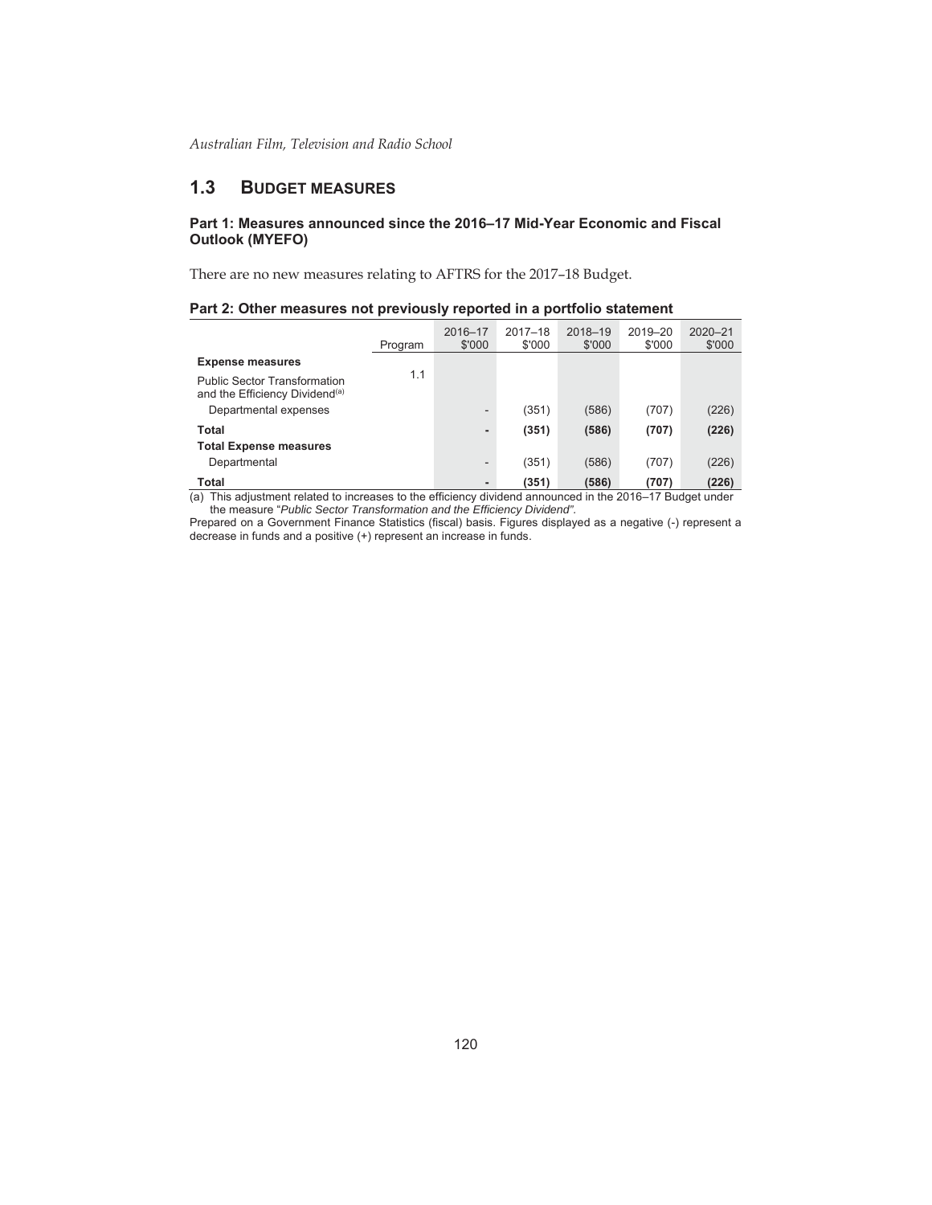## 1.3 BUDGET MEASURES

### Part 1: Measures announced since the 2016–17 Mid-Year Economic and Fiscal Outlook (MYEFO)

There are no new measures relating to AFTRS for the 2017–18 Budget.

### Part 2: Other measures not previously reported in a portfolio statement

| | Program | 2016–17 $'000 | 2017–18 $'000 | 2018–19 $'000 | 2019–20 $'000 | 2020–21 $'000 |
|---|---|---|---|---|---|---|
| **Expense measures** | | | | | | |
| Public Sector Transformation and the Efficiency Dividend[(a)] | 1.1 | | | | | |
| Departmental expenses | | - | (351) | (586) | (707) | (226) |
| **Total** | | **-** | **(351)** | **(586)** | **(707)** | **(226)** |
| **Total Expense measures** | | | | | | |
| Departmental | | - | (351) | (586) | (707) | (226) |
| **Total** | | **-** | **(351)** | **(586)** | **(707)** | **(226)** |

(a) This adjustment related to increases to the efficiency dividend announced in the 2016–17 Budget under the measure "*Public Sector Transformation and the Efficiency Dividend*".

Prepared on a Government Finance Statistics (fiscal) basis. Figures displayed as a negative (-) represent a decrease in funds and a positive (+) represent an increase in funds.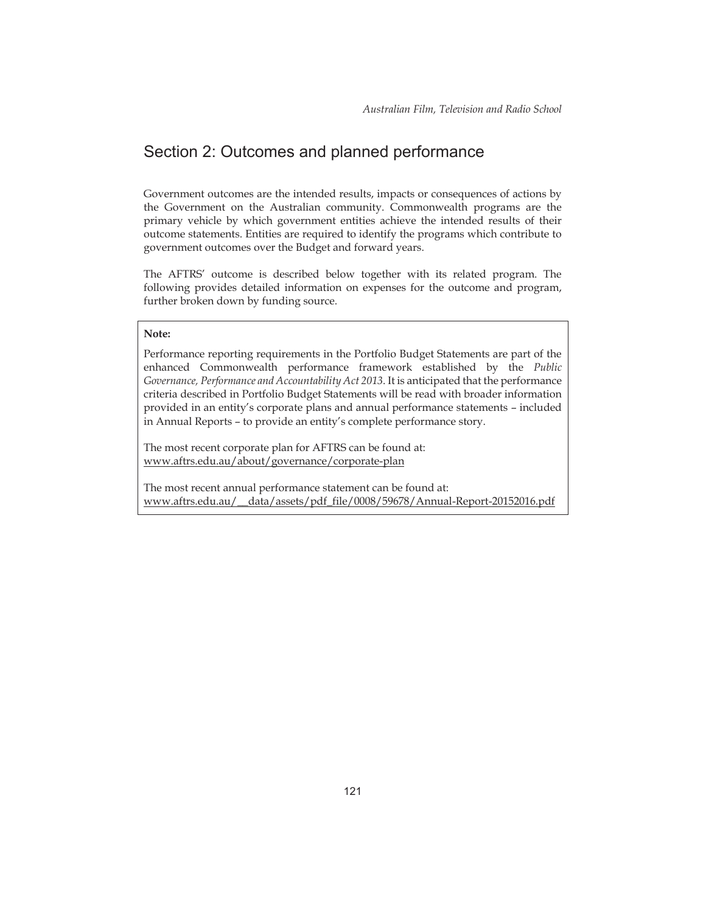## Section 2: Outcomes and planned performance

Government outcomes are the intended results, impacts or consequences of actions by the Government on the Australian community. Commonwealth programs are the primary vehicle by which government entities achieve the intended results of their outcome statements. Entities are required to identify the programs which contribute to government outcomes over the Budget and forward years.

The AFTRS' outcome is described below together with its related program. The following provides detailed information on expenses for the outcome and program, further broken down by funding source.

> **Note:**
>
> Performance reporting requirements in the Portfolio Budget Statements are part of the enhanced Commonwealth performance framework established by the *Public Governance, Performance and Accountability Act 2013*. It is anticipated that the performance criteria described in Portfolio Budget Statements will be read with broader information provided in an entity's corporate plans and annual performance statements – included in Annual Reports – to provide an entity's complete performance story.
>
> The most recent corporate plan for AFTRS can be found at:
> www.aftrs.edu.au/about/governance/corporate-plan
>
> The most recent annual performance statement can be found at:
> www.aftrs.edu.au/__data/assets/pdf_file/0008/59678/Annual-Report-20152016.pdf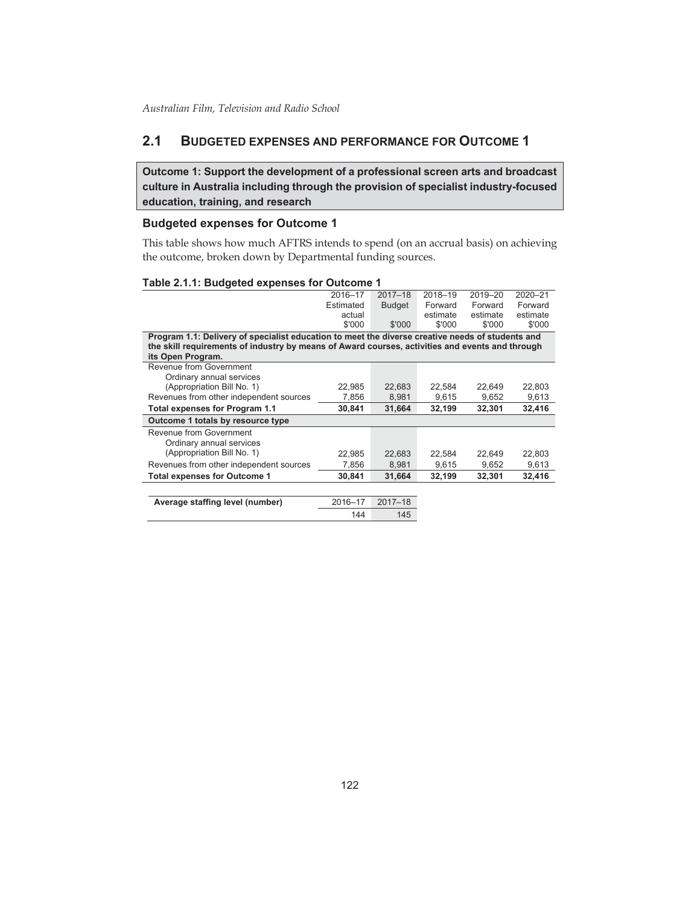## 2.1 BUDGETED EXPENSES AND PERFORMANCE FOR OUTCOME 1

**Outcome 1: Support the development of a professional screen arts and broadcast culture in Australia including through the provision of specialist industry-focused education, training, and research**

### Budgeted expenses for Outcome 1

This table shows how much AFTRS intends to spend (on an accrual basis) on achieving the outcome, broken down by Departmental funding sources.

**Table 2.1.1: Budgeted expenses for Outcome 1**

| | 2016–17 Estimated actual $'000 | 2017–18 Budget $'000 | 2018–19 Forward estimate $'000 | 2019–20 Forward estimate $'000 | 2020–21 Forward estimate $'000 |
|---|---|---|---|---|---|
| **Program 1.1: Delivery of specialist education to meet the diverse creative needs of students and the skill requirements of industry by means of Award courses, activities and events and through its Open Program.** | | | | | |
| Revenue from Government | | | | | |
| Ordinary annual services (Appropriation Bill No. 1) | 22,985 | 22,683 | 22,584 | 22,649 | 22,803 |
| Revenues from other independent sources | 7,856 | 8,981 | 9,615 | 9,652 | 9,613 |
| **Total expenses for Program 1.1** | **30,841** | **31,664** | **32,199** | **32,301** | **32,416** |
| **Outcome 1 totals by resource type** | | | | | |
| Revenue from Government | | | | | |
| Ordinary annual services (Appropriation Bill No. 1) | 22,985 | 22,683 | 22,584 | 22,649 | 22,803 |
| Revenues from other independent sources | 7,856 | 8,981 | 9,615 | 9,652 | 9,613 |
| **Total expenses for Outcome 1** | **30,841** | **31,664** | **32,199** | **32,301** | **32,416** |

| **Average staffing level (number)** | 2016–17 | 2017–18 |
|---|---|---|
| | 144 | 145 |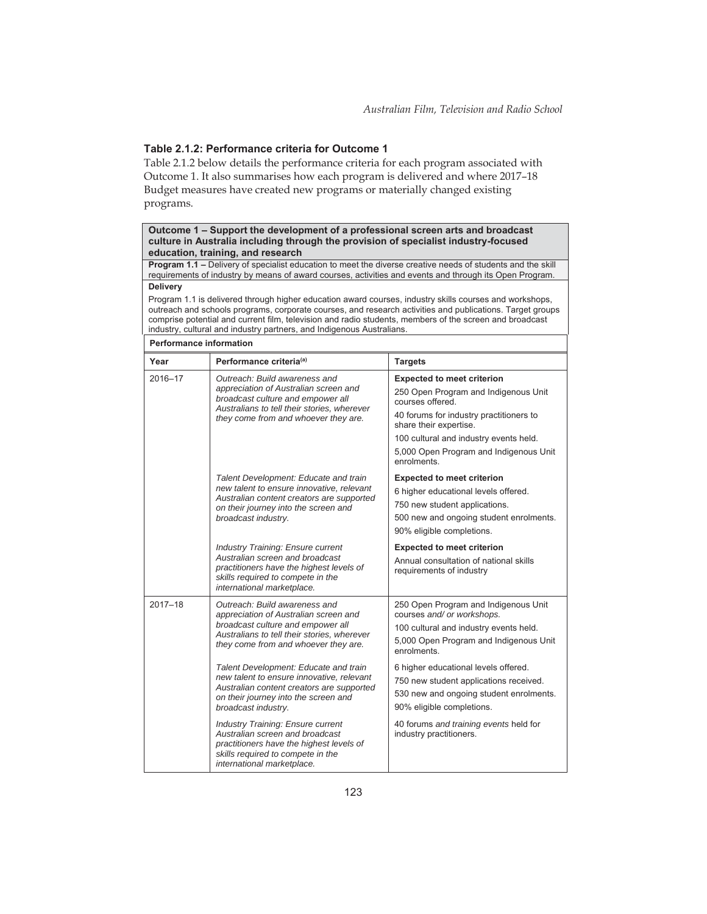### Table 2.1.2: Performance criteria for Outcome 1

Table 2.1.2 below details the performance criteria for each program associated with Outcome 1. It also summarises how each program is delivered and where 2017–18 Budget measures have created new programs or materially changed existing programs.

**Outcome 1 – Support the development of a professional screen arts and broadcast culture in Australia including through the provision of specialist industry-focused education, training, and research**

**Program 1.1 –** Delivery of specialist education to meet the diverse creative needs of students and the skill requirements of industry by means of award courses, activities and events and through its Open Program.

**Delivery**

Program 1.1 is delivered through higher education award courses, industry skills courses and workshops, outreach and schools programs, corporate courses, and research activities and publications. Target groups comprise potential and current film, television and radio students, members of the screen and broadcast industry, cultural and industry partners, and Indigenous Australians.

**Performance information**

| Year | Performance criteria[(a)] | Targets |
|---|---|---|
| 2016–17 | *Outreach: Build awareness and appreciation of Australian screen and broadcast culture and empower all Australians to tell their stories, wherever they come from and whoever they are.* | **Expected to meet criterion**<br>250 Open Program and Indigenous Unit courses offered.<br>40 forums for industry practitioners to share their expertise.<br>100 cultural and industry events held.<br>5,000 Open Program and Indigenous Unit enrolments. |
| | *Talent Development: Educate and train new talent to ensure innovative, relevant Australian content creators are supported on their journey into the screen and broadcast industry.* | **Expected to meet criterion**<br>6 higher educational levels offered.<br>750 new student applications.<br>500 new and ongoing student enrolments.<br>90% eligible completions. |
| | *Industry Training: Ensure current Australian screen and broadcast practitioners have the highest levels of skills required to compete in the international marketplace.* | **Expected to meet criterion**<br>Annual consultation of national skills requirements of industry |
| 2017–18 | *Outreach: Build awareness and appreciation of Australian screen and broadcast culture and empower all Australians to tell their stories, wherever they come from and whoever they are.* | 250 Open Program and Indigenous Unit courses *and/ or workshops.*<br>100 cultural and industry events held.<br>5,000 Open Program and Indigenous Unit enrolments. |
| | *Talent Development: Educate and train new talent to ensure innovative, relevant Australian content creators are supported on their journey into the screen and broadcast industry.* | 6 higher educational levels offered.<br>750 new student applications received.<br>530 new and ongoing student enrolments.<br>90% eligible completions. |
| | *Industry Training: Ensure current Australian screen and broadcast practitioners have the highest levels of skills required to compete in the international marketplace.* | 40 forums *and training events* held for industry practitioners. |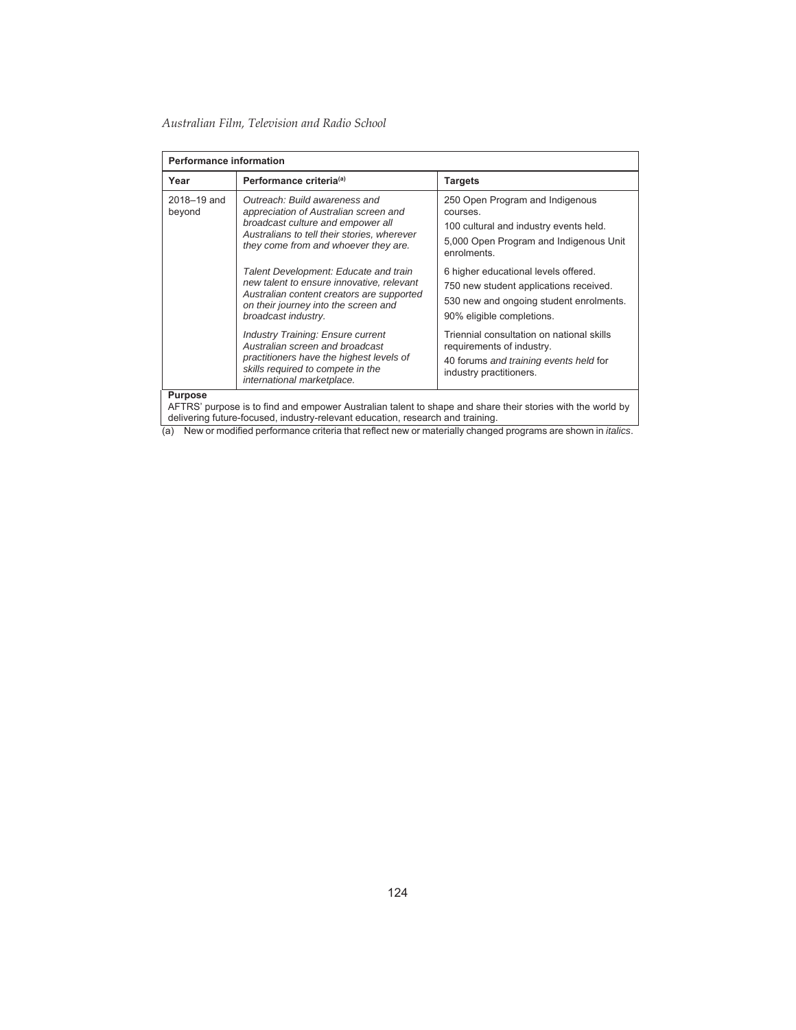| **Performance information** | | |
|---|---|---|
| **Year** | **Performance criteria**[(a)] | **Targets** |
| 2018–19 and beyond | *Outreach: Build awareness and appreciation of Australian screen and broadcast culture and empower all Australians to tell their stories, wherever they come from and whoever they are.* | 250 Open Program and Indigenous courses.<br>100 cultural and industry events held.<br>5,000 Open Program and Indigenous Unit enrolments. |
| | *Talent Development: Educate and train new talent to ensure innovative, relevant Australian content creators are supported on their journey into the screen and broadcast industry.* | 6 higher educational levels offered.<br>750 new student applications received.<br>530 new and ongoing student enrolments.<br>90% eligible completions. |
| | *Industry Training: Ensure current Australian screen and broadcast practitioners have the highest levels of skills required to compete in the international marketplace.* | Triennial consultation on national skills requirements of industry.<br>40 forums *and training events held* for industry practitioners. |
| **Purpose**<br>AFTRS' purpose is to find and empower Australian talent to shape and share their stories with the world by delivering future-focused, industry-relevant education, research and training. | | |

(a) New or modified performance criteria that reflect new or materially changed programs are shown in *italics*.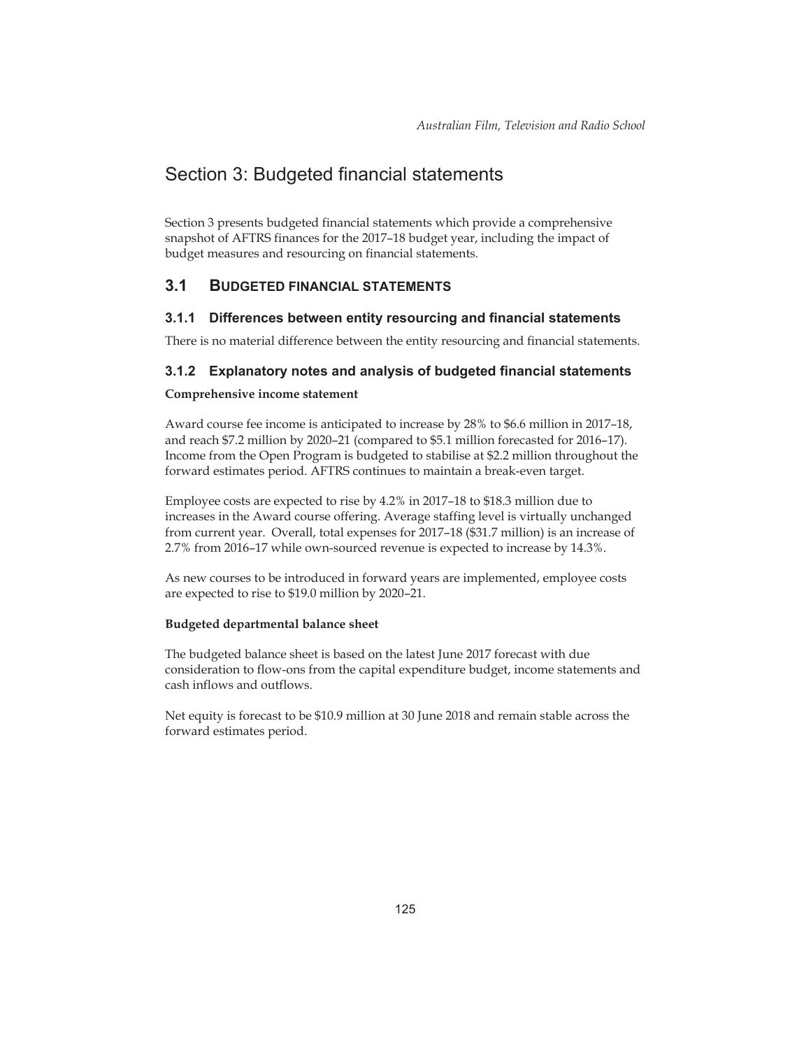# Section 3: Budgeted financial statements

Section 3 presents budgeted financial statements which provide a comprehensive snapshot of AFTRS finances for the 2017–18 budget year, including the impact of budget measures and resourcing on financial statements.

## 3.1 BUDGETED FINANCIAL STATEMENTS

### 3.1.1 Differences between entity resourcing and financial statements

There is no material difference between the entity resourcing and financial statements.

### 3.1.2 Explanatory notes and analysis of budgeted financial statements

**Comprehensive income statement**

Award course fee income is anticipated to increase by 28% to $6.6 million in 2017–18, and reach $7.2 million by 2020–21 (compared to $5.1 million forecasted for 2016–17). Income from the Open Program is budgeted to stabilise at $2.2 million throughout the forward estimates period. AFTRS continues to maintain a break-even target.

Employee costs are expected to rise by 4.2% in 2017–18 to $18.3 million due to increases in the Award course offering. Average staffing level is virtually unchanged from current year. Overall, total expenses for 2017–18 ($31.7 million) is an increase of 2.7% from 2016–17 while own-sourced revenue is expected to increase by 14.3%.

As new courses to be introduced in forward years are implemented, employee costs are expected to rise to $19.0 million by 2020–21.

**Budgeted departmental balance sheet**

The budgeted balance sheet is based on the latest June 2017 forecast with due consideration to flow-ons from the capital expenditure budget, income statements and cash inflows and outflows.

Net equity is forecast to be $10.9 million at 30 June 2018 and remain stable across the forward estimates period.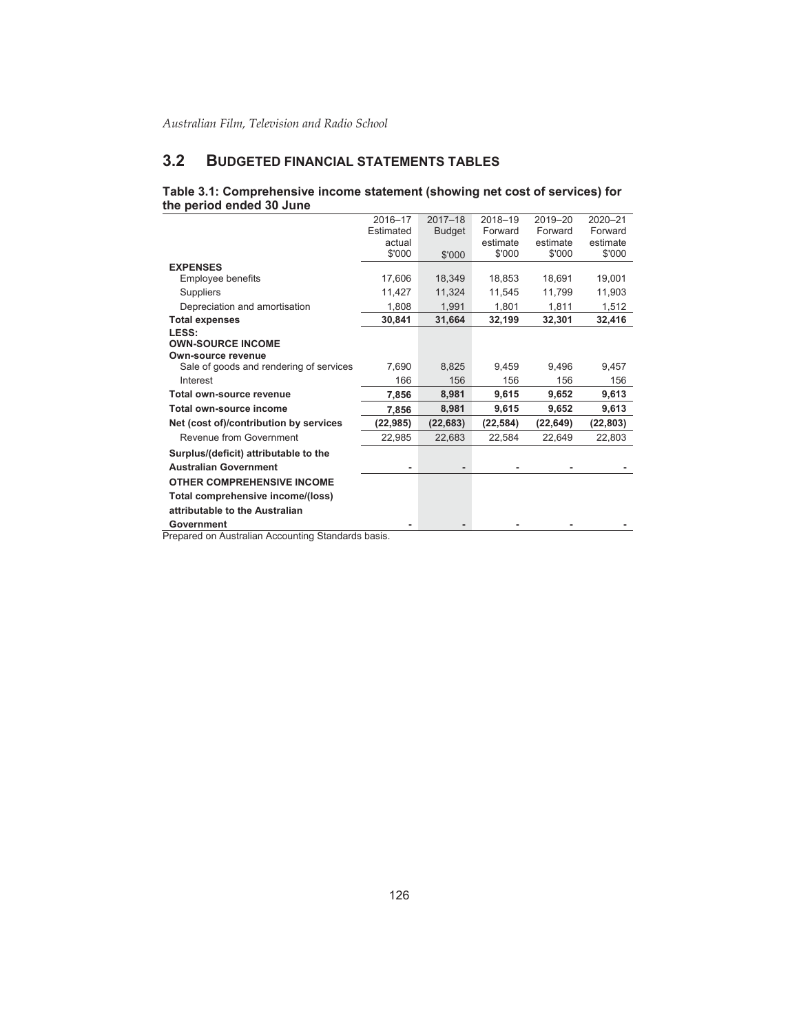## 3.2 BUDGETED FINANCIAL STATEMENTS TABLES

**Table 3.1: Comprehensive income statement (showing net cost of services) for the period ended 30 June**

| | 2016–17 Estimated actual $'000 | 2017–18 Budget $'000 | 2018–19 Forward estimate $'000 | 2019–20 Forward estimate $'000 | 2020–21 Forward estimate $'000 |
|---|---|---|---|---|---|
| **EXPENSES** | | | | | |
| Employee benefits | 17,606 | 18,349 | 18,853 | 18,691 | 19,001 |
| Suppliers | 11,427 | 11,324 | 11,545 | 11,799 | 11,903 |
| Depreciation and amortisation | 1,808 | 1,991 | 1,801 | 1,811 | 1,512 |
| **Total expenses** | **30,841** | **31,664** | **32,199** | **32,301** | **32,416** |
| **LESS:** | | | | | |
| **OWN-SOURCE INCOME** | | | | | |
| **Own-source revenue** | | | | | |
| Sale of goods and rendering of services | 7,690 | 8,825 | 9,459 | 9,496 | 9,457 |
| Interest | 166 | 156 | 156 | 156 | 156 |
| **Total own-source revenue** | **7,856** | **8,981** | **9,615** | **9,652** | **9,613** |
| **Total own-source income** | **7,856** | **8,981** | **9,615** | **9,652** | **9,613** |
| **Net (cost of)/contribution by services** | **(22,985)** | **(22,683)** | **(22,584)** | **(22,649)** | **(22,803)** |
| Revenue from Government | 22,985 | 22,683 | 22,584 | 22,649 | 22,803 |
| **Surplus/(deficit) attributable to the Australian Government** | - | - | - | - | - |
| **OTHER COMPREHENSIVE INCOME** | | | | | |
| **Total comprehensive income/(loss) attributable to the Australian Government** | - | - | - | - | - |

Prepared on Australian Accounting Standards basis.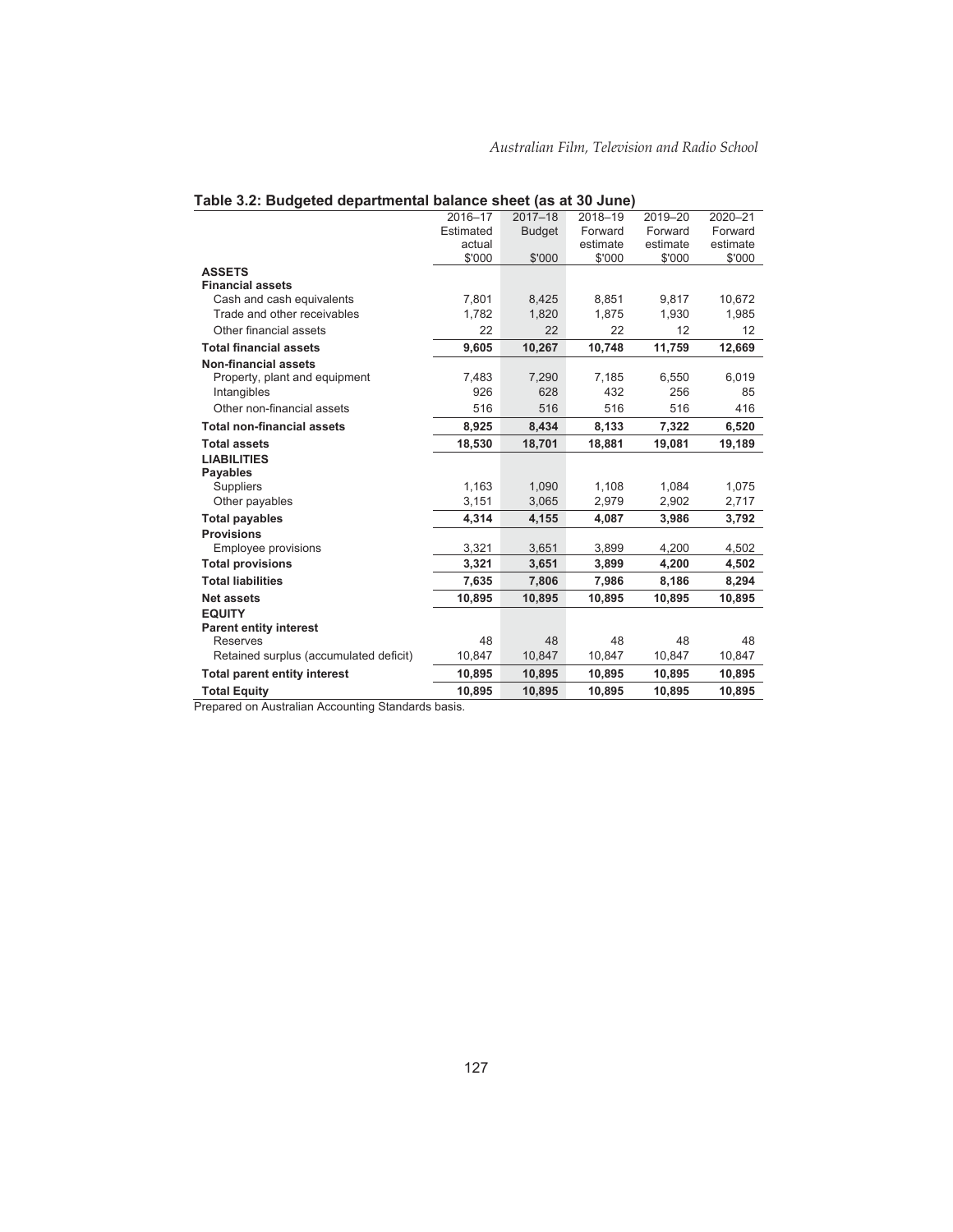**Table 3.2: Budgeted departmental balance sheet (as at 30 June)**

| | 2016–17 Estimated actual $'000 | 2017–18 Budget $'000 | 2018–19 Forward estimate $'000 | 2019–20 Forward estimate $'000 | 2020–21 Forward estimate $'000 |
|---|---|---|---|---|---|
| **ASSETS** | | | | | |
| **Financial assets** | | | | | |
| Cash and cash equivalents | 7,801 | 8,425 | 8,851 | 9,817 | 10,672 |
| Trade and other receivables | 1,782 | 1,820 | 1,875 | 1,930 | 1,985 |
| Other financial assets | 22 | 22 | 22 | 12 | 12 |
| **Total financial assets** | **9,605** | **10,267** | **10,748** | **11,759** | **12,669** |
| **Non-financial assets** | | | | | |
| Property, plant and equipment | 7,483 | 7,290 | 7,185 | 6,550 | 6,019 |
| Intangibles | 926 | 628 | 432 | 256 | 85 |
| Other non-financial assets | 516 | 516 | 516 | 516 | 416 |
| **Total non-financial assets** | **8,925** | **8,434** | **8,133** | **7,322** | **6,520** |
| **Total assets** | **18,530** | **18,701** | **18,881** | **19,081** | **19,189** |
| **LIABILITIES** | | | | | |
| **Payables** | | | | | |
| Suppliers | 1,163 | 1,090 | 1,108 | 1,084 | 1,075 |
| Other payables | 3,151 | 3,065 | 2,979 | 2,902 | 2,717 |
| **Total payables** | **4,314** | **4,155** | **4,087** | **3,986** | **3,792** |
| **Provisions** | | | | | |
| Employee provisions | 3,321 | 3,651 | 3,899 | 4,200 | 4,502 |
| **Total provisions** | **3,321** | **3,651** | **3,899** | **4,200** | **4,502** |
| **Total liabilities** | **7,635** | **7,806** | **7,986** | **8,186** | **8,294** |
| **Net assets** | **10,895** | **10,895** | **10,895** | **10,895** | **10,895** |
| **EQUITY** | | | | | |
| **Parent entity interest** | | | | | |
| Reserves | 48 | 48 | 48 | 48 | 48 |
| Retained surplus (accumulated deficit) | 10,847 | 10,847 | 10,847 | 10,847 | 10,847 |
| **Total parent entity interest** | **10,895** | **10,895** | **10,895** | **10,895** | **10,895** |
| **Total Equity** | **10,895** | **10,895** | **10,895** | **10,895** | **10,895** |

Prepared on Australian Accounting Standards basis.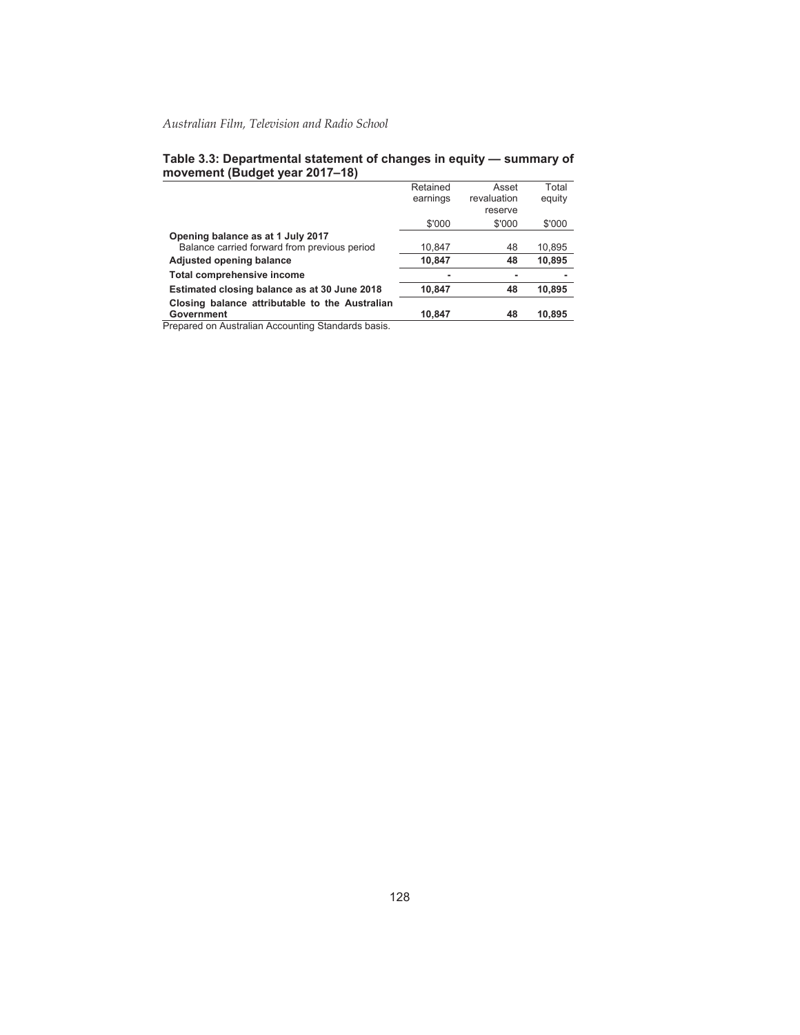**Table 3.3: Departmental statement of changes in equity — summary of movement (Budget year 2017–18)**

| | Retained earnings | Asset revaluation reserve | Total equity |
|---|---|---|---|
| | $'000 | $'000 | $'000 |
| **Opening balance as at 1 July 2017** | | | |
| Balance carried forward from previous period | 10,847 | 48 | 10,895 |
| **Adjusted opening balance** | **10,847** | **48** | **10,895** |
| **Total comprehensive income** | **-** | **-** | **-** |
| **Estimated closing balance as at 30 June 2018** | **10,847** | **48** | **10,895** |
| **Closing balance attributable to the Australian Government** | **10,847** | **48** | **10,895** |

Prepared on Australian Accounting Standards basis.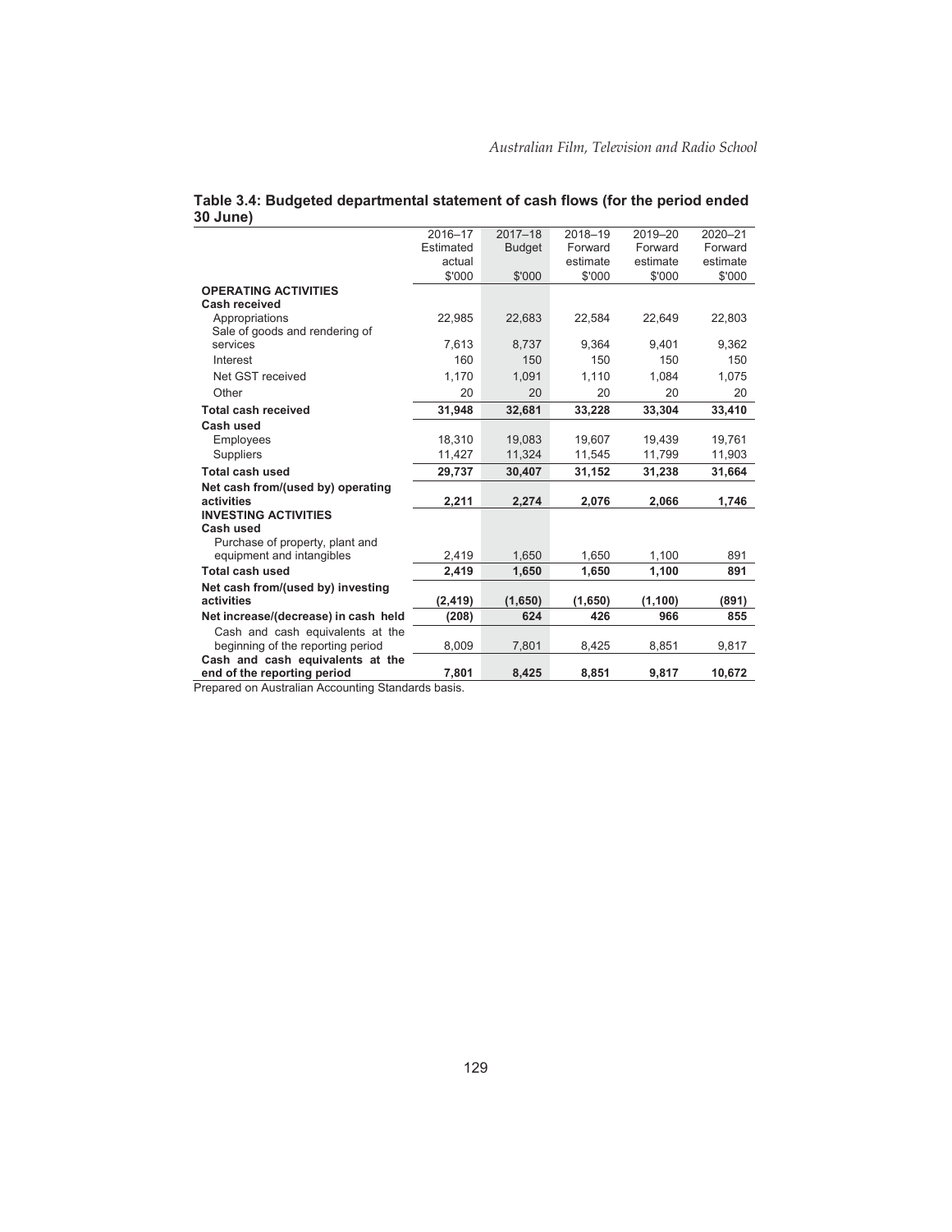**Table 3.4: Budgeted departmental statement of cash flows (for the period ended 30 June)**

| | 2016–17 Estimated actual $'000 | 2017–18 Budget $'000 | 2018–19 Forward estimate $'000 | 2019–20 Forward estimate $'000 | 2020–21 Forward estimate $'000 |
|---|---|---|---|---|---|
| **OPERATING ACTIVITIES** | | | | | |
| **Cash received** | | | | | |
| Appropriations | 22,985 | 22,683 | 22,584 | 22,649 | 22,803 |
| Sale of goods and rendering of services | 7,613 | 8,737 | 9,364 | 9,401 | 9,362 |
| Interest | 160 | 150 | 150 | 150 | 150 |
| Net GST received | 1,170 | 1,091 | 1,110 | 1,084 | 1,075 |
| Other | 20 | 20 | 20 | 20 | 20 |
| **Total cash received** | **31,948** | **32,681** | **33,228** | **33,304** | **33,410** |
| **Cash used** | | | | | |
| Employees | 18,310 | 19,083 | 19,607 | 19,439 | 19,761 |
| Suppliers | 11,427 | 11,324 | 11,545 | 11,799 | 11,903 |
| **Total cash used** | **29,737** | **30,407** | **31,152** | **31,238** | **31,664** |
| **Net cash from/(used by) operating activities** | **2,211** | **2,274** | **2,076** | **2,066** | **1,746** |
| **INVESTING ACTIVITIES** | | | | | |
| **Cash used** | | | | | |
| Purchase of property, plant and equipment and intangibles | 2,419 | 1,650 | 1,650 | 1,100 | 891 |
| **Total cash used** | **2,419** | **1,650** | **1,650** | **1,100** | **891** |
| **Net cash from/(used by) investing activities** | **(2,419)** | **(1,650)** | **(1,650)** | **(1,100)** | **(891)** |
| **Net increase/(decrease) in cash held** | **(208)** | **624** | **426** | **966** | **855** |
| Cash and cash equivalents at the beginning of the reporting period | 8,009 | 7,801 | 8,425 | 8,851 | 9,817 |
| **Cash and cash equivalents at the end of the reporting period** | **7,801** | **8,425** | **8,851** | **9,817** | **10,672** |

Prepared on Australian Accounting Standards basis.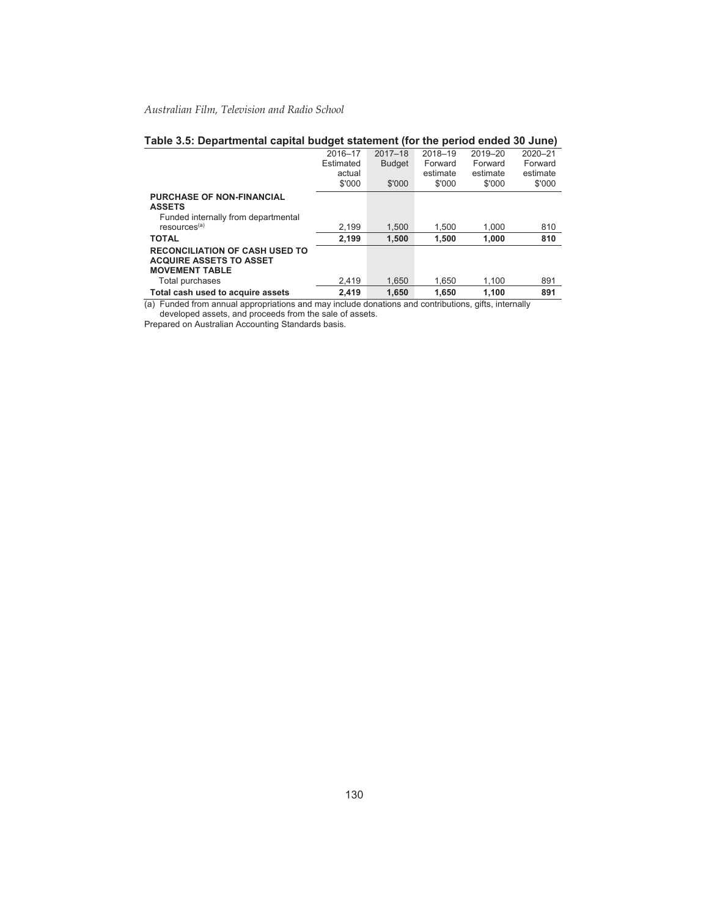**Table 3.5: Departmental capital budget statement (for the period ended 30 June)**

| | 2016–17 Estimated actual $'000 | 2017–18 Budget $'000 | 2018–19 Forward estimate $'000 | 2019–20 Forward estimate $'000 | 2020–21 Forward estimate $'000 |
|---|---|---|---|---|---|
| **PURCHASE OF NON-FINANCIAL ASSETS** | | | | | |
| Funded internally from departmental resources[(a)] | 2,199 | 1,500 | 1,500 | 1,000 | 810 |
| **TOTAL** | **2,199** | **1,500** | **1,500** | **1,000** | **810** |
| **RECONCILIATION OF CASH USED TO ACQUIRE ASSETS TO ASSET MOVEMENT TABLE** | | | | | |
| Total purchases | 2,419 | 1,650 | 1,650 | 1,100 | 891 |
| **Total cash used to acquire assets** | **2,419** | **1,650** | **1,650** | **1,100** | **891** |

(a) Funded from annual appropriations and may include donations and contributions, gifts, internally developed assets, and proceeds from the sale of assets.

Prepared on Australian Accounting Standards basis.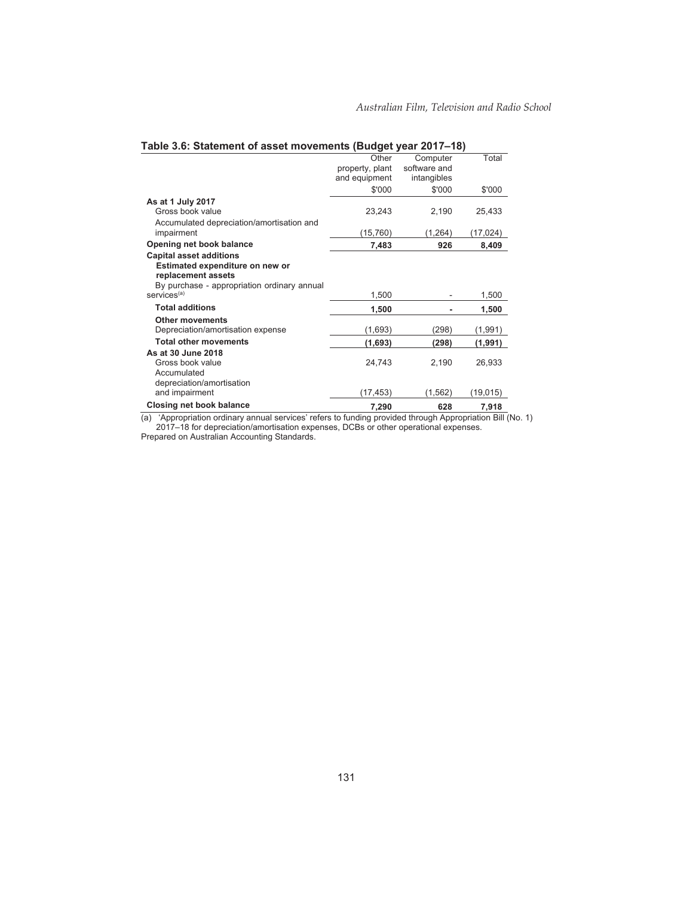**Table 3.6: Statement of asset movements (Budget year 2017–18)**

| | Other property, plant and equipment | Computer software and intangibles | Total |
|---|---|---|---|
| | $'000 | $'000 | $'000 |
| **As at 1 July 2017** | | | |
| Gross book value | 23,243 | 2,190 | 25,433 |
| Accumulated depreciation/amortisation and impairment | (15,760) | (1,264) | (17,024) |
| **Opening net book balance** | **7,483** | **926** | **8,409** |
| **Capital asset additions** | | | |
| **Estimated expenditure on new or replacement assets** | | | |
| By purchase - appropriation ordinary annual services[(a)] | 1,500 | - | 1,500 |
| **Total additions** | **1,500** | **-** | **1,500** |
| **Other movements** | | | |
| Depreciation/amortisation expense | (1,693) | (298) | (1,991) |
| **Total other movements** | **(1,693)** | **(298)** | **(1,991)** |
| **As at 30 June 2018** | | | |
| Gross book value | 24,743 | 2,190 | 26,933 |
| Accumulated depreciation/amortisation and impairment | (17,453) | (1,562) | (19,015) |
| **Closing net book balance** | **7,290** | **628** | **7,918** |

(a) 'Appropriation ordinary annual services' refers to funding provided through Appropriation Bill (No. 1) 2017–18 for depreciation/amortisation expenses, DCBs or other operational expenses.

Prepared on Australian Accounting Standards.